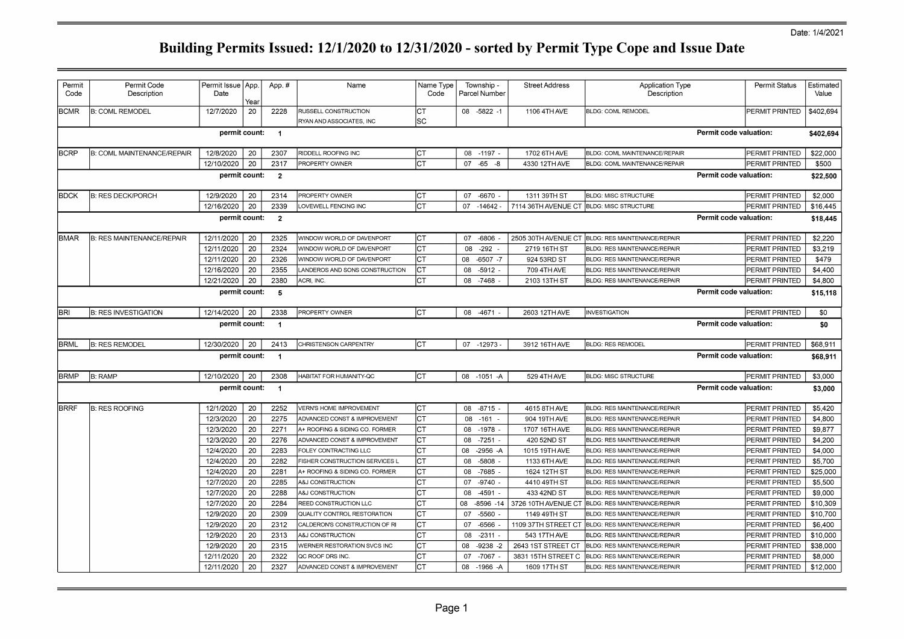Date: 1/4/2021

# Building Permits Issued: 12/1/2020 to 12/31/2020 - sorted by Permit Type Cope and Issue Date

| Permit Code | Permit Code Description | Permit Issue Date | App. Year | App. # | Name | Name Type Code | Township - Parcel Number | Street Address | Application Type Description | Permit Status | Estimated Value |
|---|---|---|---|---|---|---|---|---|---|---|---|
| BCMR | B: COML REMODEL | 12/7/2020 | 20 | 2228 | RUSSELL CONSTRUCTION | CT | 08 -5822 -1 | 1106 4TH AVE | BLDG: COML REMODEL | PERMIT PRINTED | $402,694 |
| | | | | | RYAN AND ASSOCIATES, INC | SC | | | | | |
| | | permit count: | 1 | | | | | | Permit code valuation: | | $402,694 |
| BCRP | B: COML MAINTENANCE/REPAIR | 12/8/2020 | 20 | 2307 | RIDDELL ROOFING INC | CT | 08 -1197 - | 1702 6TH AVE | BLDG: COML MAINTENANCE/REPAIR | PERMIT PRINTED | $22,000 |
| | | 12/10/2020 | 20 | 2317 | PROPERTY OWNER | CT | 07 -65 -8 | 4330 12TH AVE | BLDG: COML MAINTENANCE/REPAIR | PERMIT PRINTED | $500 |
| | | permit count: | 2 | | | | | | Permit code valuation: | | $22,500 |
| BDCK | B: RES DECK/PORCH | 12/9/2020 | 20 | 2314 | PROPERTY OWNER | CT | 07 -6670 - | 1311 39TH ST | BLDG: MISC STRUCTURE | PERMIT PRINTED | $2,000 |
| | | 12/16/2020 | 20 | 2339 | LOVEWELL FENCING INC | CT | 07 -14642 - | 7114 36TH AVENUE CT | BLDG: MISC STRUCTURE | PERMIT PRINTED | $16,445 |
| | | permit count: | 2 | | | | | | Permit code valuation: | | $18,445 |
| BMAR | B: RES MAINTENANCE/REPAIR | 12/11/2020 | 20 | 2325 | WINDOW WORLD OF DAVENPORT | CT | 07 -6806 - | 2505 30TH AVENUE CT | BLDG: RES MAINTENANCE/REPAIR | PERMIT PRINTED | $2,220 |
| | | 12/11/2020 | 20 | 2324 | WINDOW WORLD OF DAVENPORT | CT | 08 -292 - | 2719 16TH ST | BLDG: RES MAINTENANCE/REPAIR | PERMIT PRINTED | $3,219 |
| | | 12/11/2020 | 20 | 2326 | WINDOW WORLD OF DAVENPORT | CT | 08 -6507 -7 | 924 53RD ST | BLDG: RES MAINTENANCE/REPAIR | PERMIT PRINTED | $479 |
| | | 12/16/2020 | 20 | 2355 | LANDEROS AND SONS CONSTRUCTION | CT | 08 -5912 - | 709 4TH AVE | BLDG: RES MAINTENANCE/REPAIR | PERMIT PRINTED | $4,400 |
| | | 12/21/2020 | 20 | 2380 | ACRI, INC. | CT | 08 -7468 - | 2103 13TH ST | BLDG: RES MAINTENANCE/REPAIR | PERMIT PRINTED | $4,800 |
| | | permit count: | 5 | | | | | | Permit code valuation: | | $15,118 |
| BRI | B: RES INVESTIGATION | 12/14/2020 | 20 | 2338 | PROPERTY OWNER | CT | 08 -4671 - | 2603 12TH AVE | INVESTIGATION | PERMIT PRINTED | $0 |
| | | permit count: | 1 | | | | | | Permit code valuation: | | $0 |
| BRML | B: RES REMODEL | 12/30/2020 | 20 | 2413 | CHRISTENSON CARPENTRY | CT | 07 -12973 - | 3912 16TH AVE | BLDG: RES REMODEL | PERMIT PRINTED | $68,911 |
| | | permit count: | 1 | | | | | | Permit code valuation: | | $68,911 |
| BRMP | B: RAMP | 12/10/2020 | 20 | 2308 | HABITAT FOR HUMANITY-QC | CT | 08 -1051 -A | 529 4TH AVE | BLDG: MISC STRUCTURE | PERMIT PRINTED | $3,000 |
| | | permit count: | 1 | | | | | | Permit code valuation: | | $3,000 |
| BRRF | B: RES ROOFING | 12/1/2020 | 20 | 2252 | VERN'S HOME IMPROVEMENT | CT | 08 -8715 - | 4615 8TH AVE | BLDG: RES MAINTENANCE/REPAIR | PERMIT PRINTED | $5,420 |
| | | 12/3/2020 | 20 | 2275 | ADVANCED CONST & IMPROVEMENT | CT | 08 -161 - | 904 19TH AVE | BLDG: RES MAINTENANCE/REPAIR | PERMIT PRINTED | $4,800 |
| | | 12/3/2020 | 20 | 2271 | A+ ROOFING & SIDING CO. FORMER | CT | 08 -1978 - | 1707 16TH AVE | BLDG: RES MAINTENANCE/REPAIR | PERMIT PRINTED | $9,877 |
| | | 12/3/2020 | 20 | 2276 | ADVANCED CONST & IMPROVEMENT | CT | 08 -7251 - | 420 52ND ST | BLDG: RES MAINTENANCE/REPAIR | PERMIT PRINTED | $4,200 |
| | | 12/4/2020 | 20 | 2283 | FOLEY CONTRACTING LLC | CT | 08 -2956 -A | 1015 19TH AVE | BLDG: RES MAINTENANCE/REPAIR | PERMIT PRINTED | $4,000 |
| | | 12/4/2020 | 20 | 2282 | FISHER CONSTRUCTION SERVICES L | CT | 08 -5808 - | 1133 6TH AVE | BLDG: RES MAINTENANCE/REPAIR | PERMIT PRINTED | $5,700 |
| | | 12/4/2020 | 20 | 2281 | A+ ROOFING & SIDING CO. FORMER | CT | 08 -7685 - | 1624 12TH ST | BLDG: RES MAINTENANCE/REPAIR | PERMIT PRINTED | $25,000 |
| | | 12/7/2020 | 20 | 2285 | A&J CONSTRUCTION | CT | 07 -9740 - | 4410 49TH ST | BLDG: RES MAINTENANCE/REPAIR | PERMIT PRINTED | $5,500 |
| | | 12/7/2020 | 20 | 2288 | A&J CONSTRUCTION | CT | 08 -4591 - | 433 42ND ST | BLDG: RES MAINTENANCE/REPAIR | PERMIT PRINTED | $9,000 |
| | | 12/7/2020 | 20 | 2284 | REED CONSTRUCTION LLC | CT | 08 -8596 -14 | 3726 10TH AVENUE CT | BLDG: RES MAINTENANCE/REPAIR | PERMIT PRINTED | $10,309 |
| | | 12/9/2020 | 20 | 2309 | QUALITY CONTROL RESTORATION | CT | 07 -5560 - | 1149 49TH ST | BLDG: RES MAINTENANCE/REPAIR | PERMIT PRINTED | $10,700 |
| | | 12/9/2020 | 20 | 2312 | CALDERON'S CONSTRUCTION OF RI | CT | 07 -6566 - | 1109 37TH STREET CT | BLDG: RES MAINTENANCE/REPAIR | PERMIT PRINTED | $6,400 |
| | | 12/9/2020 | 20 | 2313 | A&J CONSTRUCTION | CT | 08 -2311 - | 543 17TH AVE | BLDG: RES MAINTENANCE/REPAIR | PERMIT PRINTED | $10,000 |
| | | 12/9/2020 | 20 | 2315 | WERNER RESTORATION SVCS INC | CT | 08 -9238 -2 | 2643 1ST STREET CT | BLDG: RES MAINTENANCE/REPAIR | PERMIT PRINTED | $38,000 |
| | | 12/11/2020 | 20 | 2322 | QC ROOF DRS INC. | CT | 07 -7067 - | 3831 15TH STREET C | BLDG: RES MAINTENANCE/REPAIR | PERMIT PRINTED | $8,000 |
| | | 12/11/2020 | 20 | 2327 | ADVANCED CONST & IMPROVEMENT | CT | 08 -1966 -A | 1609 17TH ST | BLDG: RES MAINTENANCE/REPAIR | PERMIT PRINTED | $12,000 |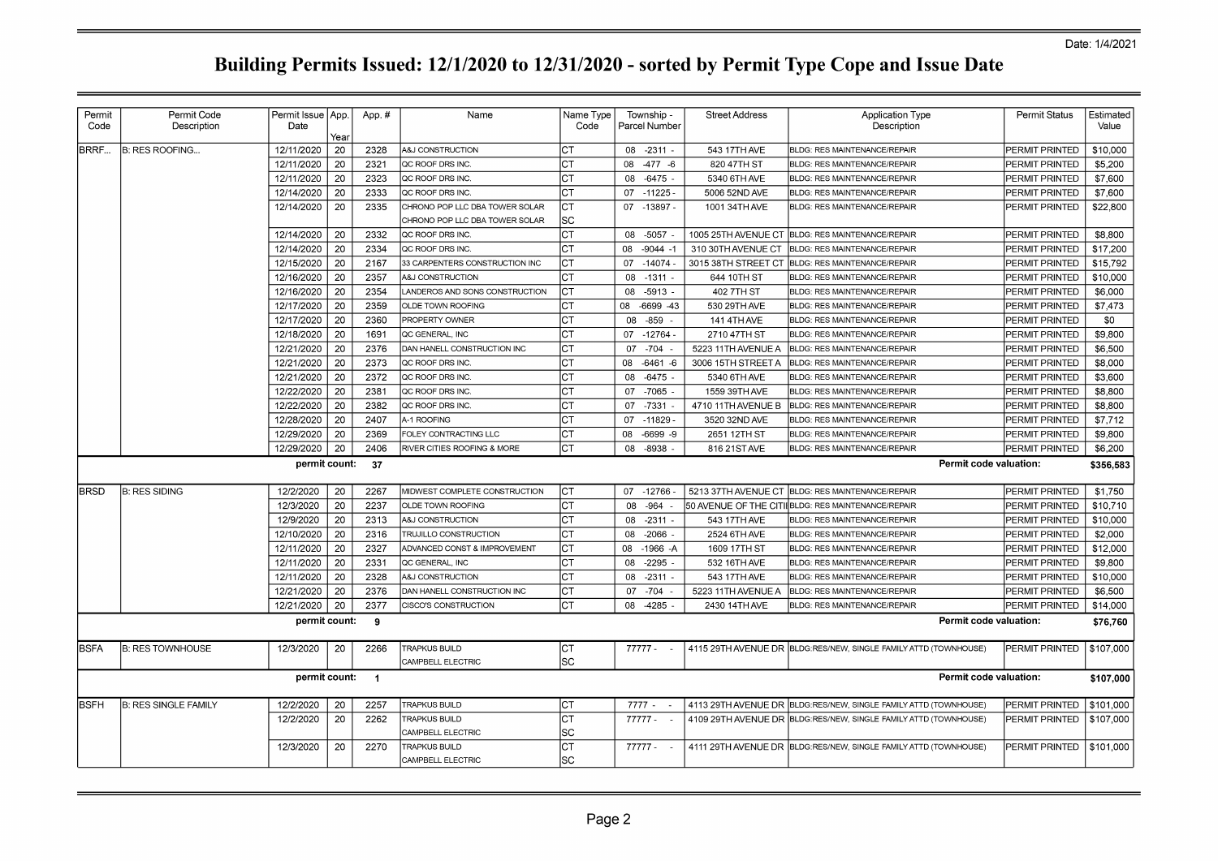Date: 1/4/2021

# Building Permits Issued: 12/1/2020 to 12/31/2020 - sorted by Permit Type Cope and Issue Date

| Permit Code | Permit Code Description | Permit Issue Date | App. Year | App. # | Name | Name Type Code | Township - Parcel Number | Street Address | Application Type Description | Permit Status | Estimated Value |
|---|---|---|---|---|---|---|---|---|---|---|---|
| BRRF... | B: RES ROOFING... | 12/11/2020 | 20 | 2328 | A&J CONSTRUCTION | CT | 08 -2311 - | 543 17TH AVE | BLDG: RES MAINTENANCE/REPAIR | PERMIT PRINTED | $10,000 |
| | | 12/11/2020 | 20 | 2321 | QC ROOF DRS INC. | CT | 08 -477 -6 | 820 47TH ST | BLDG: RES MAINTENANCE/REPAIR | PERMIT PRINTED | $5,200 |
| | | 12/11/2020 | 20 | 2323 | QC ROOF DRS INC. | CT | 08 -6475 - | 5340 6TH AVE | BLDG: RES MAINTENANCE/REPAIR | PERMIT PRINTED | $7,600 |
| | | 12/14/2020 | 20 | 2333 | QC ROOF DRS INC. | CT | 07 -11225 - | 5006 52ND AVE | BLDG: RES MAINTENANCE/REPAIR | PERMIT PRINTED | $7,600 |
| | | 12/14/2020 | 20 | 2335 | CHRONO POP LLC DBA TOWER SOLAR | CT | 07 -13897 - | 1001 34TH AVE | BLDG: RES MAINTENANCE/REPAIR | PERMIT PRINTED | $22,800 |
| | | | | | CHRONO POP LLC DBA TOWER SOLAR | SC | | | | | |
| | | 12/14/2020 | 20 | 2332 | QC ROOF DRS INC. | CT | 08 -5057 - | 1005 25TH AVENUE CT | BLDG: RES MAINTENANCE/REPAIR | PERMIT PRINTED | $8,800 |
| | | 12/14/2020 | 20 | 2334 | QC ROOF DRS INC. | CT | 08 -9044 -1 | 310 30TH AVENUE CT | BLDG: RES MAINTENANCE/REPAIR | PERMIT PRINTED | $17,200 |
| | | 12/15/2020 | 20 | 2167 | 33 CARPENTERS CONSTRUCTION INC | CT | 07 -14074 - | 3015 38TH STREET CT | BLDG: RES MAINTENANCE/REPAIR | PERMIT PRINTED | $15,792 |
| | | 12/16/2020 | 20 | 2357 | A&J CONSTRUCTION | CT | 08 -1311 - | 644 10TH ST | BLDG: RES MAINTENANCE/REPAIR | PERMIT PRINTED | $10,000 |
| | | 12/16/2020 | 20 | 2354 | LANDEROS AND SONS CONSTRUCTION | CT | 08 -5913 - | 402 7TH ST | BLDG: RES MAINTENANCE/REPAIR | PERMIT PRINTED | $6,000 |
| | | 12/17/2020 | 20 | 2359 | OLDE TOWN ROOFING | CT | 08 -6699 -43 | 530 29TH AVE | BLDG: RES MAINTENANCE/REPAIR | PERMIT PRINTED | $7,473 |
| | | 12/17/2020 | 20 | 2360 | PROPERTY OWNER | CT | 08 -859 - | 141 4TH AVE | BLDG: RES MAINTENANCE/REPAIR | PERMIT PRINTED | $0 |
| | | 12/18/2020 | 20 | 1691 | QC GENERAL, INC | CT | 07 -12764 - | 2710 47TH ST | BLDG: RES MAINTENANCE/REPAIR | PERMIT PRINTED | $9,800 |
| | | 12/21/2020 | 20 | 2376 | DAN HANELL CONSTRUCTION INC | CT | 07 -704 - | 5223 11TH AVENUE A | BLDG: RES MAINTENANCE/REPAIR | PERMIT PRINTED | $6,500 |
| | | 12/21/2020 | 20 | 2373 | QC ROOF DRS INC. | CT | 08 -6461 -6 | 3006 15TH STREET A | BLDG: RES MAINTENANCE/REPAIR | PERMIT PRINTED | $8,000 |
| | | 12/21/2020 | 20 | 2372 | QC ROOF DRS INC. | CT | 08 -6475 - | 5340 6TH AVE | BLDG: RES MAINTENANCE/REPAIR | PERMIT PRINTED | $3,600 |
| | | 12/22/2020 | 20 | 2381 | QC ROOF DRS INC. | CT | 07 -7065 - | 1559 39TH AVE | BLDG: RES MAINTENANCE/REPAIR | PERMIT PRINTED | $8,800 |
| | | 12/22/2020 | 20 | 2382 | QC ROOF DRS INC. | CT | 07 -7331 - | 4710 11TH AVENUE B | BLDG: RES MAINTENANCE/REPAIR | PERMIT PRINTED | $8,800 |
| | | 12/28/2020 | 20 | 2407 | A-1 ROOFING | CT | 07 -11829 - | 3520 32ND AVE | BLDG: RES MAINTENANCE/REPAIR | PERMIT PRINTED | $7,712 |
| | | 12/29/2020 | 20 | 2369 | FOLEY CONTRACTING LLC | CT | 08 -6699 -9 | 2651 12TH ST | BLDG: RES MAINTENANCE/REPAIR | PERMIT PRINTED | $9,800 |
| | | 12/29/2020 | 20 | 2406 | RIVER CITIES ROOFING & MORE | CT | 08 -8938 - | 816 21ST AVE | BLDG: RES MAINTENANCE/REPAIR | PERMIT PRINTED | $6,200 |
| | | **permit count:** | | **37** | | | | | | **Permit code valuation:** | **$356,583** |
| BRSD | B: RES SIDING | 12/2/2020 | 20 | 2267 | MIDWEST COMPLETE CONSTRUCTION | CT | 07 -12766 - | 5213 37TH AVENUE CT | BLDG: RES MAINTENANCE/REPAIR | PERMIT PRINTED | $1,750 |
| | | 12/3/2020 | 20 | 2237 | OLDE TOWN ROOFING | CT | 08 -964 - | 50 AVENUE OF THE CITII | BLDG: RES MAINTENANCE/REPAIR | PERMIT PRINTED | $10,710 |
| | | 12/9/2020 | 20 | 2313 | A&J CONSTRUCTION | CT | 08 -2311 - | 543 17TH AVE | BLDG: RES MAINTENANCE/REPAIR | PERMIT PRINTED | $10,000 |
| | | 12/10/2020 | 20 | 2316 | TRUJILLO CONSTRUCTION | CT | 08 -2066 - | 2524 6TH AVE | BLDG: RES MAINTENANCE/REPAIR | PERMIT PRINTED | $2,000 |
| | | 12/11/2020 | 20 | 2327 | ADVANCED CONST & IMPROVEMENT | CT | 08 -1966 -A | 1609 17TH ST | BLDG: RES MAINTENANCE/REPAIR | PERMIT PRINTED | $12,000 |
| | | 12/11/2020 | 20 | 2331 | QC GENERAL, INC | CT | 08 -2295 - | 532 16TH AVE | BLDG: RES MAINTENANCE/REPAIR | PERMIT PRINTED | $9,800 |
| | | 12/11/2020 | 20 | 2328 | A&J CONSTRUCTION | CT | 08 -2311 - | 543 17TH AVE | BLDG: RES MAINTENANCE/REPAIR | PERMIT PRINTED | $10,000 |
| | | 12/21/2020 | 20 | 2376 | DAN HANELL CONSTRUCTION INC | CT | 07 -704 - | 5223 11TH AVENUE A | BLDG: RES MAINTENANCE/REPAIR | PERMIT PRINTED | $6,500 |
| | | 12/21/2020 | 20 | 2377 | CISCO'S CONSTRUCTION | CT | 08 -4285 - | 2430 14TH AVE | BLDG: RES MAINTENANCE/REPAIR | PERMIT PRINTED | $14,000 |
| | | **permit count:** | | **9** | | | | | | **Permit code valuation:** | **$76,760** |
| BSFA | B: RES TOWNHOUSE | 12/3/2020 | 20 | 2266 | TRAPKUS BUILD | CT | 77777 - - | 4115 29TH AVENUE DR | BLDG:RES/NEW, SINGLE FAMILY ATTD (TOWNHOUSE) | PERMIT PRINTED | $107,000 |
| | | | | | CAMPBELL ELECTRIC | SC | | | | | |
| | | **permit count:** | | **1** | | | | | | **Permit code valuation:** | **$107,000** |
| BSFH | B: RES SINGLE FAMILY | 12/2/2020 | 20 | 2257 | TRAPKUS BUILD | CT | 7777 - - | 4113 29TH AVENUE DR | BLDG:RES/NEW, SINGLE FAMILY ATTD (TOWNHOUSE) | PERMIT PRINTED | $101,000 |
| | | 12/2/2020 | 20 | 2262 | TRAPKUS BUILD | CT | 77777 - - | 4109 29TH AVENUE DR | BLDG:RES/NEW, SINGLE FAMILY ATTD (TOWNHOUSE) | PERMIT PRINTED | $107,000 |
| | | | | | CAMPBELL ELECTRIC | SC | | | | | |
| | | 12/3/2020 | 20 | 2270 | TRAPKUS BUILD | CT | 77777 - - | 4111 29TH AVENUE DR | BLDG:RES/NEW, SINGLE FAMILY ATTD (TOWNHOUSE) | PERMIT PRINTED | $101,000 |
| | | | | | CAMPBELL ELECTRIC | SC | | | | | |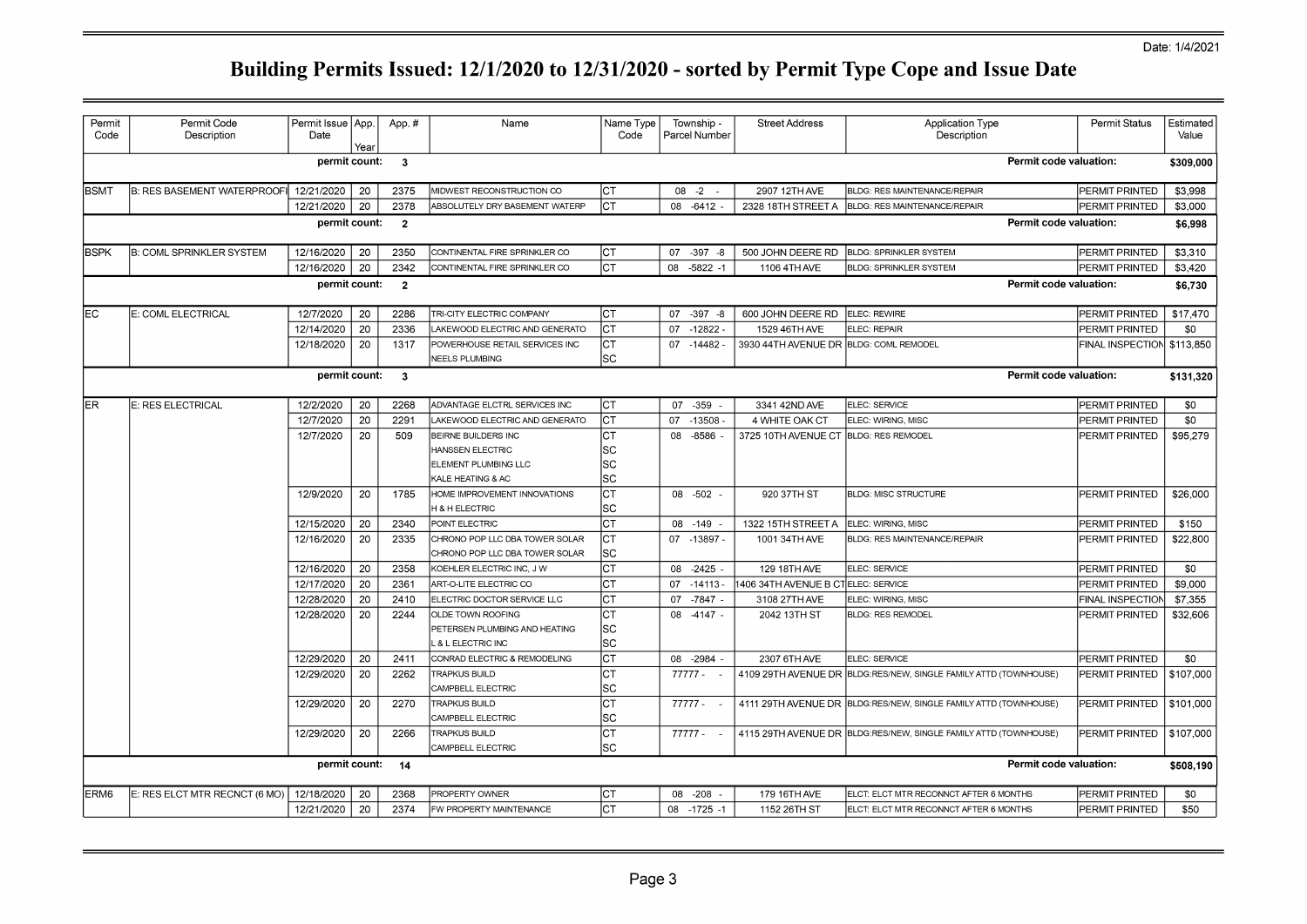Date: 1/4/2021

# Building Permits Issued: 12/1/2020 to 12/31/2020 - sorted by Permit Type Cope and Issue Date

| Permit Code | Permit Code Description | Permit Issue Date | App. Year | App. # | Name | Name Type Code | Township - Parcel Number | Street Address | Application Type Description | Permit Status | Estimated Value |
|---|---|---|---|---|---|---|---|---|---|---|---|
| | | **permit count:** | | **3** | | | | | **Permit code valuation:** | | **$309,000** |
| BSMT | B: RES BASEMENT WATERPROOFI | 12/21/2020 | 20 | 2375 | MIDWEST RECONSTRUCTION CO | CT | 08 -2 - | 2907 12TH AVE | BLDG: RES MAINTENANCE/REPAIR | PERMIT PRINTED | $3,998 |
| | | 12/21/2020 | 20 | 2378 | ABSOLUTELY DRY BASEMENT WATERP | CT | 08 -6412 - | 2328 18TH STREET A | BLDG: RES MAINTENANCE/REPAIR | PERMIT PRINTED | $3,000 |
| | | **permit count:** | | **2** | | | | | **Permit code valuation:** | | **$6,998** |
| BSPK | B: COML SPRINKLER SYSTEM | 12/16/2020 | 20 | 2350 | CONTINENTAL FIRE SPRINKLER CO | CT | 07 -397 -8 | 500 JOHN DEERE RD | BLDG: SPRINKLER SYSTEM | PERMIT PRINTED | $3,310 |
| | | 12/16/2020 | 20 | 2342 | CONTINENTAL FIRE SPRINKLER CO | CT | 08 -5822 -1 | 1106 4TH AVE | BLDG: SPRINKLER SYSTEM | PERMIT PRINTED | $3,420 |
| | | **permit count:** | | **2** | | | | | **Permit code valuation:** | | **$6,730** |
| EC | E: COML ELECTRICAL | 12/7/2020 | 20 | 2286 | TRI-CITY ELECTRIC COMPANY | CT | 07 -397 -8 | 600 JOHN DEERE RD | ELEC: REWIRE | PERMIT PRINTED | $17,470 |
| | | 12/14/2020 | 20 | 2336 | LAKEWOOD ELECTRIC AND GENERATO | CT | 07 -12822 - | 1529 46TH AVE | ELEC: REPAIR | PERMIT PRINTED | $0 |
| | | 12/18/2020 | 20 | 1317 | POWERHOUSE RETAIL SERVICES INC | CT | 07 -14482 - | 3930 44TH AVENUE DR | BLDG: COML REMODEL | FINAL INSPECTION | $113,850 |
| | | | | | NEELS PLUMBING | SC | | | | | |
| | | **permit count:** | | **3** | | | | | **Permit code valuation:** | | **$131,320** |
| ER | E: RES ELECTRICAL | 12/2/2020 | 20 | 2268 | ADVANTAGE ELCTRL SERVICES INC | CT | 07 -359 - | 3341 42ND AVE | ELEC: SERVICE | PERMIT PRINTED | $0 |
| | | 12/7/2020 | 20 | 2291 | LAKEWOOD ELECTRIC AND GENERATO | CT | 07 -13508 - | 4 WHITE OAK CT | ELEC: WIRING, MISC | PERMIT PRINTED | $0 |
| | | 12/7/2020 | 20 | 509 | BEIRNE BUILDERS INC | CT | 08 -8586 - | 3725 10TH AVENUE CT | BLDG: RES REMODEL | PERMIT PRINTED | $95,279 |
| | | | | | HANSSEN ELECTRIC | SC | | | | | |
| | | | | | ELEMENT PLUMBING LLC | SC | | | | | |
| | | | | | KALE HEATING & AC | SC | | | | | |
| | | 12/9/2020 | 20 | 1785 | HOME IMPROVEMENT INNOVATIONS | CT | 08 -502 - | 920 37TH ST | BLDG: MISC STRUCTURE | PERMIT PRINTED | $26,000 |
| | | | | | H & H ELECTRIC | SC | | | | | |
| | | 12/15/2020 | 20 | 2340 | POINT ELECTRIC | CT | 08 -149 - | 1322 15TH STREET A | ELEC: WIRING, MISC | PERMIT PRINTED | $150 |
| | | 12/16/2020 | 20 | 2335 | CHRONO POP LLC DBA TOWER SOLAR | CT | 07 -13897 - | 1001 34TH AVE | BLDG: RES MAINTENANCE/REPAIR | PERMIT PRINTED | $22,800 |
| | | | | | CHRONO POP LLC DBA TOWER SOLAR | SC | | | | | |
| | | 12/16/2020 | 20 | 2358 | KOEHLER ELECTRIC INC, J W | CT | 08 -2425 - | 129 18TH AVE | ELEC: SERVICE | PERMIT PRINTED | $0 |
| | | 12/17/2020 | 20 | 2361 | ART-O-LITE ELECTRIC CO | CT | 07 -14113 - | 1406 34TH AVENUE B CT | ELEC: SERVICE | PERMIT PRINTED | $9,000 |
| | | 12/28/2020 | 20 | 2410 | ELECTRIC DOCTOR SERVICE LLC | CT | 07 -7847 - | 3108 27TH AVE | ELEC: WIRING, MISC | FINAL INSPECTION | $7,355 |
| | | 12/28/2020 | 20 | 2244 | OLDE TOWN ROOFING | CT | 08 -4147 - | 2042 13TH ST | BLDG: RES REMODEL | PERMIT PRINTED | $32,606 |
| | | | | | PETERSEN PLUMBING AND HEATING | SC | | | | | |
| | | | | | L & L ELECTRIC INC | SC | | | | | |
| | | 12/29/2020 | 20 | 2411 | CONRAD ELECTRIC & REMODELING | CT | 08 -2984 - | 2307 6TH AVE | ELEC: SERVICE | PERMIT PRINTED | $0 |
| | | 12/29/2020 | 20 | 2262 | TRAPKUS BUILD | CT | 77777 - - | 4109 29TH AVENUE DR | BLDG:RES/NEW, SINGLE FAMILY ATTD (TOWNHOUSE) | PERMIT PRINTED | $107,000 |
| | | | | | CAMPBELL ELECTRIC | SC | | | | | |
| | | 12/29/2020 | 20 | 2270 | TRAPKUS BUILD | CT | 77777 - - | 4111 29TH AVENUE DR | BLDG:RES/NEW, SINGLE FAMILY ATTD (TOWNHOUSE) | PERMIT PRINTED | $101,000 |
| | | | | | CAMPBELL ELECTRIC | SC | | | | | |
| | | 12/29/2020 | 20 | 2266 | TRAPKUS BUILD | CT | 77777 - - | 4115 29TH AVENUE DR | BLDG:RES/NEW, SINGLE FAMILY ATTD (TOWNHOUSE) | PERMIT PRINTED | $107,000 |
| | | | | | CAMPBELL ELECTRIC | SC | | | | | |
| | | **permit count:** | | **14** | | | | | **Permit code valuation:** | | **$508,190** |
| ERM6 | E: RES ELCT MTR RECNCT (6 MO) | 12/18/2020 | 20 | 2368 | PROPERTY OWNER | CT | 08 -208 - | 179 16TH AVE | ELCT: ELCT MTR RECONNCT AFTER 6 MONTHS | PERMIT PRINTED | $0 |
| | | 12/21/2020 | 20 | 2374 | FW PROPERTY MAINTENANCE | CT | 08 -1725 -1 | 1152 26TH ST | ELCT: ELCT MTR RECONNCT AFTER 6 MONTHS | PERMIT PRINTED | $50 |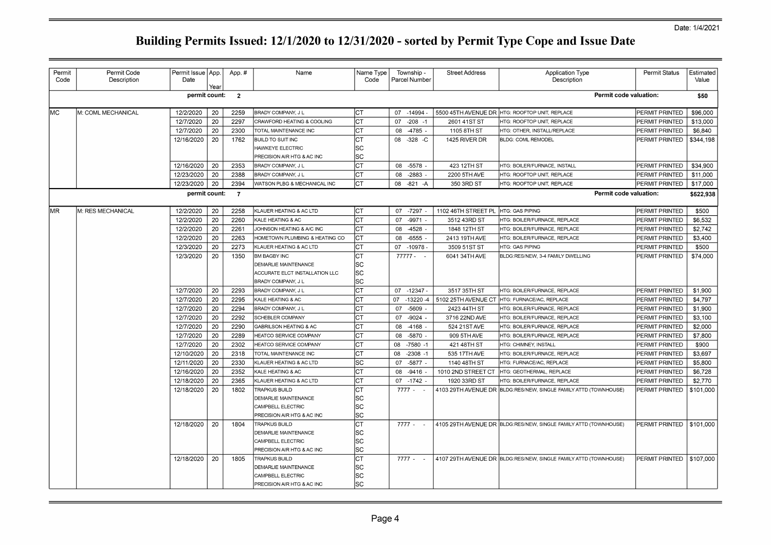Date: 1/4/2021

# Building Permits Issued: 12/1/2020 to 12/31/2020 - sorted by Permit Type Cope and Issue Date

| Permit Code | Permit Code Description | Permit Issue Date | App. Year | App. # | Name | Name Type Code | Township - Parcel Number | Street Address | Application Type Description | Permit Status | Estimated Value |
|---|---|---|---|---|---|---|---|---|---|---|---|
| | | permit count: | | 2 | | | | | | Permit code valuation: | $50 |
| MC | M: COML MECHANICAL | 12/2/2020 | 20 | 2259 | BRADY COMPANY, J L | CT | 07 -14994 - | 5500 45TH AVENUE DR | HTG: ROOFTOP UNIT, REPLACE | PERMIT PRINTED | $96,000 |
| | | 12/7/2020 | 20 | 2297 | CRAWFORD HEATING & COOLING | CT | 07 -208 -1 | 2601 41ST ST | HTG: ROOFTOP UNIT, REPLACE | PERMIT PRINTED | $13,000 |
| | | 12/7/2020 | 20 | 2300 | TOTAL MAINTENANCE INC | CT | 08 -4785 - | 1105 8TH ST | HTG: OTHER, INSTALL/REPLACE | PERMIT PRINTED | $6,840 |
| | | 12/16/2020 | 20 | 1762 | BUILD TO SUIT INC | CT | 08 -328 -C | 1425 RIVER DR | BLDG: COML REMODEL | PERMIT PRINTED | $344,198 |
| | | | | | HAWKEYE ELECTRIC | SC | | | | | |
| | | | | | PRECISION AIR HTG & AC INC | SC | | | | | |
| | | 12/16/2020 | 20 | 2353 | BRADY COMPANY, J L | CT | 08 -5578 - | 423 12TH ST | HTG: BOILER/FURNACE, INSTALL | PERMIT PRINTED | $34,900 |
| | | 12/23/2020 | 20 | 2388 | BRADY COMPANY, J L | CT | 08 -2883 - | 2200 5TH AVE | HTG: ROOFTOP UNIT, REPLACE | PERMIT PRINTED | $11,000 |
| | | 12/23/2020 | 20 | 2394 | WATSON PLBG & MECHANICAL INC | CT | 08 -821 -A | 350 3RD ST | HTG: ROOFTOP UNIT, REPLACE | PERMIT PRINTED | $17,000 |
| | | permit count: | | 7 | | | | | | Permit code valuation: | $522,938 |
| MR | M: RES MECHANICAL | 12/2/2020 | 20 | 2258 | KLAUER HEATING & AC LTD | CT | 07 -7297 - | 1102 46TH STREET PL | HTG: GAS PIPING | PERMIT PRINTED | $500 |
| | | 12/2/2020 | 20 | 2260 | KALE HEATING & AC | CT | 07 -9971 - | 3512 43RD ST | HTG: BOILER/FURNACE, REPLACE | PERMIT PRINTED | $6,532 |
| | | 12/2/2020 | 20 | 2261 | JOHNSON HEATING & A/C INC | CT | 08 -4528 - | 1848 12TH ST | HTG: BOILER/FURNACE, REPLACE | PERMIT PRINTED | $2,742 |
| | | 12/2/2020 | 20 | 2263 | HOMETOWN PLUMBING & HEATING CO | CT | 08 -6555 - | 2413 19TH AVE | HTG: BOILER/FURNACE, REPLACE | PERMIT PRINTED | $3,400 |
| | | 12/3/2020 | 20 | 2273 | KLAUER HEATING & AC LTD | CT | 07 -10978 - | 3509 51ST ST | HTG: GAS PIPING | PERMIT PRINTED | $500 |
| | | 12/3/2020 | 20 | 1350 | BM BAGBY INC | CT | 77777 - - | 6041 34TH AVE | BLDG:RES/NEW, 3-4 FAMILY DWELLING | PERMIT PRINTED | $74,000 |
| | | | | | DEMARLIE MAINTENANCE | SC | | | | | |
| | | | | | ACCURATE ELCT INSTALLATION LLC | SC | | | | | |
| | | | | | BRADY COMPANY, J L | SC | | | | | |
| | | 12/7/2020 | 20 | 2293 | BRADY COMPANY, J L | CT | 07 -12347 - | 3517 35TH ST | HTG: BOILER/FURNACE, REPLACE | PERMIT PRINTED | $1,900 |
| | | 12/7/2020 | 20 | 2295 | KALE HEATING & AC | CT | 07 -13220 -4 | 5102 25TH AVENUE CT | HTG: FURNACE/AC, REPLACE | PERMIT PRINTED | $4,797 |
| | | 12/7/2020 | 20 | 2294 | BRADY COMPANY, J L | CT | 07 -5609 - | 2423 44TH ST | HTG: BOILER/FURNACE, REPLACE | PERMIT PRINTED | $1,900 |
| | | 12/7/2020 | 20 | 2292 | SCHEBLER COMPANY | CT | 07 -9024 - | 3716 22ND AVE | HTG: BOILER/FURNACE, REPLACE | PERMIT PRINTED | $3,100 |
| | | 12/7/2020 | 20 | 2290 | GABRILSON HEATING & AC | CT | 08 -4168 - | 524 21ST AVE | HTG: BOILER/FURNACE, REPLACE | PERMIT PRINTED | $2,000 |
| | | 12/7/2020 | 20 | 2289 | HEATCO SERVICE COMPANY | CT | 08 -5870 - | 909 5TH AVE | HTG: BOILER/FURNACE, REPLACE | PERMIT PRINTED | $7,800 |
| | | 12/7/2020 | 20 | 2302 | HEATCO SERVICE COMPANY | CT | 08 -7580 -1 | 421 48TH ST | HTG: CHIMNEY, INSTALL | PERMIT PRINTED | $900 |
| | | 12/10/2020 | 20 | 2318 | TOTAL MAINTENANCE INC | CT | 08 -2308 -1 | 535 17TH AVE | HTG: BOILER/FURNACE, REPLACE | PERMIT PRINTED | $3,697 |
| | | 12/11/2020 | 20 | 2330 | KLAUER HEATING & AC LTD | SC | 07 -5877 - | 1140 48TH ST | HTG: FURNACE/AC, REPLACE | PERMIT PRINTED | $5,800 |
| | | 12/16/2020 | 20 | 2352 | KALE HEATING & AC | CT | 08 -9416 - | 1010 2ND STREET CT | HTG: GEOTHERMAL, REPLACE | PERMIT PRINTED | $6,728 |
| | | 12/18/2020 | 20 | 2365 | KLAUER HEATING & AC LTD | CT | 07 -1742 - | 1920 33RD ST | HTG: BOILER/FURNACE, REPLACE | PERMIT PRINTED | $2,770 |
| | | 12/18/2020 | 20 | 1802 | TRAPKUS BUILD | CT | 7777 - - | 4103 29TH AVENUE DR | BLDG:RES/NEW, SINGLE FAMILY ATTD (TOWNHOUSE) | PERMIT PRINTED | $101,000 |
| | | | | | DEMARLIE MAINTENANCE | SC | | | | | |
| | | | | | CAMPBELL ELECTRIC | SC | | | | | |
| | | | | | PRECISION AIR HTG & AC INC | SC | | | | | |
| | | 12/18/2020 | 20 | 1804 | TRAPKUS BUILD | CT | 7777 - - | 4105 29TH AVENUE DR | BLDG:RES/NEW, SINGLE FAMILY ATTD (TOWNHOUSE) | PERMIT PRINTED | $101,000 |
| | | | | | DEMARLIE MAINTENANCE | SC | | | | | |
| | | | | | CAMPBELL ELECTRIC | SC | | | | | |
| | | | | | PRECISION AIR HTG & AC INC | SC | | | | | |
| | | 12/18/2020 | 20 | 1805 | TRAPKUS BUILD | CT | 7777 - - | 4107 29TH AVENUE DR | BLDG:RES/NEW, SINGLE FAMILY ATTD (TOWNHOUSE) | PERMIT PRINTED | $107,000 |
| | | | | | DEMARLIE MAINTENANCE | SC | | | | | |
| | | | | | CAMPBELL ELECTRIC | SC | | | | | |
| | | | | | PRECISION AIR HTG & AC INC | SC | | | | | |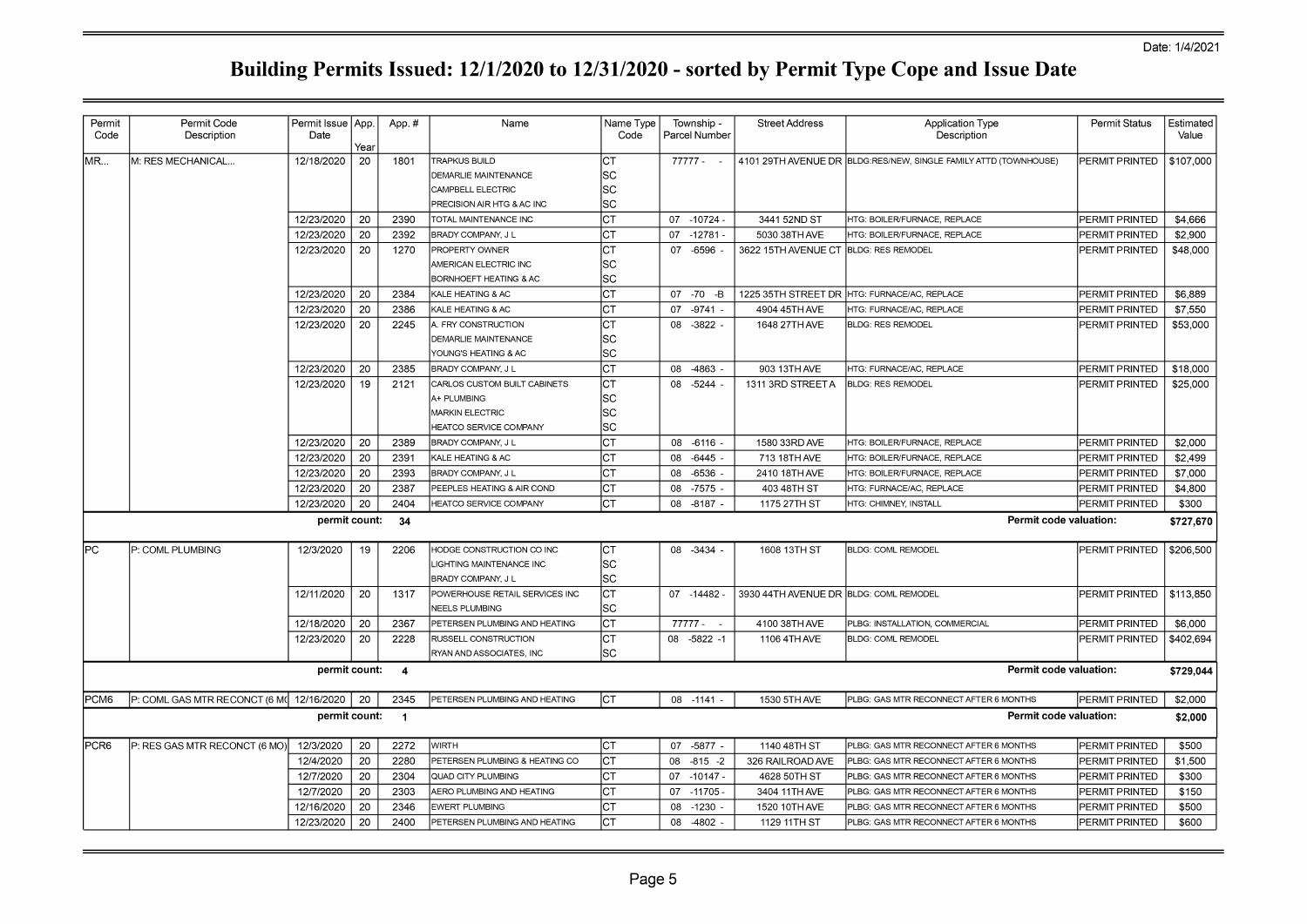Date: 1/4/2021

# Building Permits Issued: 12/1/2020 to 12/31/2020 - sorted by Permit Type Cope and Issue Date

| Permit Code | Permit Code Description | Permit Issue Date | App. Year | App. # | Name | Name Type Code | Township - Parcel Number | Street Address | Application Type Description | Permit Status | Estimated Value |
|---|---|---|---|---|---|---|---|---|---|---|---|
| MR... | M: RES MECHANICAL... | 12/18/2020 | 20 | 1801 | TRAPKUS BUILD | CT | 77777 - - | 4101 29TH AVENUE DR | BLDG:RES/NEW, SINGLE FAMILY ATTD (TOWNHOUSE) | PERMIT PRINTED | $107,000 |
| | | | | | DEMARLIE MAINTENANCE | SC | | | | | |
| | | | | | CAMPBELL ELECTRIC | SC | | | | | |
| | | | | | PRECISION AIR HTG & AC INC | SC | | | | | |
| | | 12/23/2020 | 20 | 2390 | TOTAL MAINTENANCE INC | CT | 07 -10724 - | 3441 52ND ST | HTG: BOILER/FURNACE, REPLACE | PERMIT PRINTED | $4,666 |
| | | 12/23/2020 | 20 | 2392 | BRADY COMPANY, J L | CT | 07 -12781 - | 5030 38TH AVE | HTG: BOILER/FURNACE, REPLACE | PERMIT PRINTED | $2,900 |
| | | 12/23/2020 | 20 | 1270 | PROPERTY OWNER | CT | 07 -6596 - | 3622 15TH AVENUE CT | BLDG: RES REMODEL | PERMIT PRINTED | $48,000 |
| | | | | | AMERICAN ELECTRIC INC | SC | | | | | |
| | | | | | BORNHOEFT HEATING & AC | SC | | | | | |
| | | 12/23/2020 | 20 | 2384 | KALE HEATING & AC | CT | 07 -70 -B | 1225 35TH STREET DR | HTG: FURNACE/AC, REPLACE | PERMIT PRINTED | $6,889 |
| | | 12/23/2020 | 20 | 2386 | KALE HEATING & AC | CT | 07 -9741 - | 4904 45TH AVE | HTG: FURNACE/AC, REPLACE | PERMIT PRINTED | $7,550 |
| | | 12/23/2020 | 20 | 2245 | A. FRY CONSTRUCTION | CT | 08 -3822 - | 1648 27TH AVE | BLDG: RES REMODEL | PERMIT PRINTED | $53,000 |
| | | | | | DEMARLIE MAINTENANCE | SC | | | | | |
| | | | | | YOUNG'S HEATING & AC | SC | | | | | |
| | | 12/23/2020 | 20 | 2385 | BRADY COMPANY, J L | CT | 08 -4863 - | 903 13TH AVE | HTG: FURNACE/AC, REPLACE | PERMIT PRINTED | $18,000 |
| | | 12/23/2020 | 19 | 2121 | CARLOS CUSTOM BUILT CABINETS | CT | 08 -5244 - | 1311 3RD STREET A | BLDG: RES REMODEL | PERMIT PRINTED | $25,000 |
| | | | | | A+ PLUMBING | SC | | | | | |
| | | | | | MARKIN ELECTRIC | SC | | | | | |
| | | | | | HEATCO SERVICE COMPANY | SC | | | | | |
| | | 12/23/2020 | 20 | 2389 | BRADY COMPANY, J L | CT | 08 -6116 - | 1580 33RD AVE | HTG: BOILER/FURNACE, REPLACE | PERMIT PRINTED | $2,000 |
| | | 12/23/2020 | 20 | 2391 | KALE HEATING & AC | CT | 08 -6445 - | 713 18TH AVE | HTG: BOILER/FURNACE, REPLACE | PERMIT PRINTED | $2,499 |
| | | 12/23/2020 | 20 | 2393 | BRADY COMPANY, J L | CT | 08 -6536 - | 2410 18TH AVE | HTG: BOILER/FURNACE, REPLACE | PERMIT PRINTED | $7,000 |
| | | 12/23/2020 | 20 | 2387 | PEEPLES HEATING & AIR COND | CT | 08 -7575 - | 403 48TH ST | HTG: FURNACE/AC, REPLACE | PERMIT PRINTED | $4,800 |
| | | 12/23/2020 | 20 | 2404 | HEATCO SERVICE COMPANY | CT | 08 -8187 - | 1175 27TH ST | HTG: CHIMNEY, INSTALL | PERMIT PRINTED | $300 |
| | | **permit count:** | | **34** | | | | | **Permit code valuation:** | | **$727,670** |
| PC | P: COML PLUMBING | 12/3/2020 | 19 | 2206 | HODGE CONSTRUCTION CO INC | CT | 08 -3434 - | 1608 13TH ST | BLDG: COML REMODEL | PERMIT PRINTED | $206,500 |
| | | | | | LIGHTING MAINTENANCE INC | SC | | | | | |
| | | | | | BRADY COMPANY, J L | SC | | | | | |
| | | 12/11/2020 | 20 | 1317 | POWERHOUSE RETAIL SERVICES INC | CT | 07 -14482 - | 3930 44TH AVENUE DR | BLDG: COML REMODEL | PERMIT PRINTED | $113,850 |
| | | | | | NEELS PLUMBING | SC | | | | | |
| | | 12/18/2020 | 20 | 2367 | PETERSEN PLUMBING AND HEATING | CT | 77777 - - | 4100 38TH AVE | PLBG: INSTALLATION, COMMERCIAL | PERMIT PRINTED | $6,000 |
| | | 12/23/2020 | 20 | 2228 | RUSSELL CONSTRUCTION | CT | 08 -5822 -1 | 1106 4TH AVE | BLDG: COML REMODEL | PERMIT PRINTED | $402,694 |
| | | | | | RYAN AND ASSOCIATES, INC | SC | | | | | |
| | | **permit count:** | | **4** | | | | | **Permit code valuation:** | | **$729,044** |
| PCM6 | P: COML GAS MTR RECONCT (6 MO | 12/16/2020 | 20 | 2345 | PETERSEN PLUMBING AND HEATING | CT | 08 -1141 - | 1530 5TH AVE | PLBG: GAS MTR RECONNECT AFTER 6 MONTHS | PERMIT PRINTED | $2,000 |
| | | **permit count:** | | **1** | | | | | **Permit code valuation:** | | **$2,000** |
| PCR6 | P: RES GAS MTR RECONCT (6 MO) | 12/3/2020 | 20 | 2272 | WIRTH | CT | 07 -5877 - | 1140 48TH ST | PLBG: GAS MTR RECONNECT AFTER 6 MONTHS | PERMIT PRINTED | $500 |
| | | 12/4/2020 | 20 | 2280 | PETERSEN PLUMBING & HEATING CO | CT | 08 -815 -2 | 326 RAILROAD AVE | PLBG: GAS MTR RECONNECT AFTER 6 MONTHS | PERMIT PRINTED | $1,500 |
| | | 12/7/2020 | 20 | 2304 | QUAD CITY PLUMBING | CT | 07 -10147 - | 4628 50TH ST | PLBG: GAS MTR RECONNECT AFTER 6 MONTHS | PERMIT PRINTED | $300 |
| | | 12/7/2020 | 20 | 2303 | AERO PLUMBING AND HEATING | CT | 07 -11705 - | 3404 11TH AVE | PLBG: GAS MTR RECONNECT AFTER 6 MONTHS | PERMIT PRINTED | $150 |
| | | 12/16/2020 | 20 | 2346 | EWERT PLUMBING | CT | 08 -1230 - | 1520 10TH AVE | PLBG: GAS MTR RECONNECT AFTER 6 MONTHS | PERMIT PRINTED | $500 |
| | | 12/23/2020 | 20 | 2400 | PETERSEN PLUMBING AND HEATING | CT | 08 -4802 - | 1129 11TH ST | PLBG: GAS MTR RECONNECT AFTER 6 MONTHS | PERMIT PRINTED | $600 |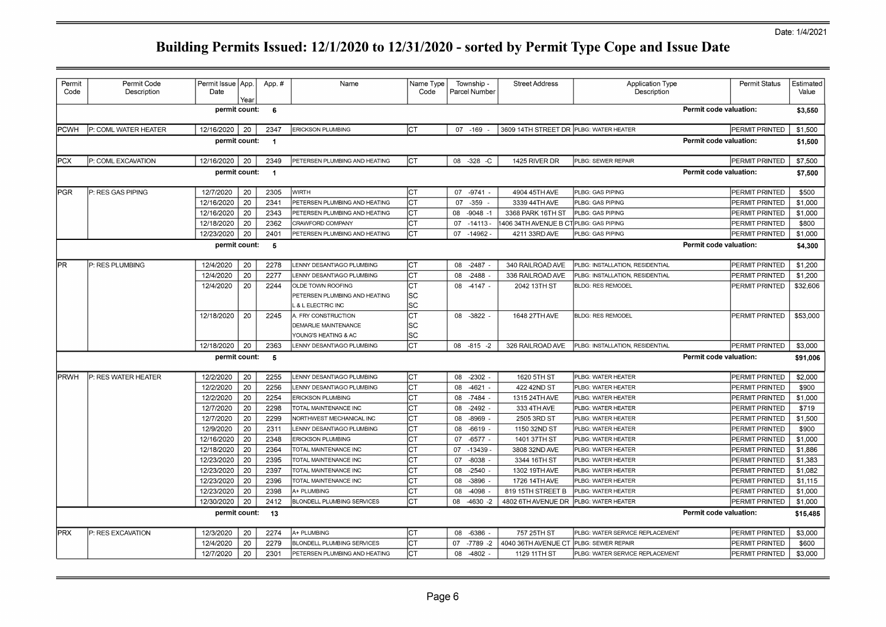Date: 1/4/2021

# Building Permits Issued: 12/1/2020 to 12/31/2020 - sorted by Permit Type Cope and Issue Date

| Permit Code | Permit Code Description | Permit Issue Date | App. Year | App. # | Name | Name Type Code | Township - Parcel Number | Street Address | Application Type Description | Permit Status | Estimated Value |
|---|---|---|---|---|---|---|---|---|---|---|---|
| | | permit count: | | 6 | | | | | Permit code valuation: | | $3,550 |
| PCWH | P: COML WATER HEATER | 12/16/2020 | 20 | 2347 | ERICKSON PLUMBING | CT | 07 -169 - | 3609 14TH STREET DR | PLBG: WATER HEATER | PERMIT PRINTED | $1,500 |
| | | permit count: | | 1 | | | | | Permit code valuation: | | $1,500 |
| PCX | P: COML EXCAVATION | 12/16/2020 | 20 | 2349 | PETERSEN PLUMBING AND HEATING | CT | 08 -328 -C | 1425 RIVER DR | PLBG: SEWER REPAIR | PERMIT PRINTED | $7,500 |
| | | permit count: | | 1 | | | | | Permit code valuation: | | $7,500 |
| PGR | P: RES GAS PIPING | 12/7/2020 | 20 | 2305 | WIRTH | CT | 07 -9741 - | 4904 45TH AVE | PLBG: GAS PIPING | PERMIT PRINTED | $500 |
| | | 12/16/2020 | 20 | 2341 | PETERSEN PLUMBING AND HEATING | CT | 07 -359 - | 3339 44TH AVE | PLBG: GAS PIPING | PERMIT PRINTED | $1,000 |
| | | 12/16/2020 | 20 | 2343 | PETERSEN PLUMBING AND HEATING | CT | 08 -9048 -1 | 3368 PARK 16TH ST | PLBG: GAS PIPING | PERMIT PRINTED | $1,000 |
| | | 12/18/2020 | 20 | 2362 | CRAWFORD COMPANY | CT | 07 -14113 - | 1406 34TH AVENUE B CT | PLBG: GAS PIPING | PERMIT PRINTED | $800 |
| | | 12/23/2020 | 20 | 2401 | PETERSEN PLUMBING AND HEATING | CT | 07 -14962 - | 4211 33RD AVE | PLBG: GAS PIPING | PERMIT PRINTED | $1,000 |
| | | permit count: | | 5 | | | | | Permit code valuation: | | $4,300 |
| PR | P: RES PLUMBING | 12/4/2020 | 20 | 2278 | LENNY DESANTIAGO PLUMBING | CT | 08 -2487 - | 340 RAILROAD AVE | PLBG: INSTALLATION, RESIDENTIAL | PERMIT PRINTED | $1,200 |
| | | 12/4/2020 | 20 | 2277 | LENNY DESANTIAGO PLUMBING | CT | 08 -2488 - | 336 RAILROAD AVE | PLBG: INSTALLATION, RESIDENTIAL | PERMIT PRINTED | $1,200 |
| | | 12/4/2020 | 20 | 2244 | OLDE TOWN ROOFING | CT | 08 -4147 - | 2042 13TH ST | BLDG: RES REMODEL | PERMIT PRINTED | $32,606 |
| | | | | | PETERSEN PLUMBING AND HEATING | SC | | | | | |
| | | | | | L & L ELECTRIC INC | SC | | | | | |
| | | 12/18/2020 | 20 | 2245 | A. FRY CONSTRUCTION | CT | 08 -3822 - | 1648 27TH AVE | BLDG: RES REMODEL | PERMIT PRINTED | $53,000 |
| | | | | | DEMARLIE MAINTENANCE | SC | | | | | |
| | | | | | YOUNG'S HEATING & AC | SC | | | | | |
| | | 12/18/2020 | 20 | 2363 | LENNY DESANTIAGO PLUMBING | CT | 08 -815 -2 | 326 RAILROAD AVE | PLBG: INSTALLATION, RESIDENTIAL | PERMIT PRINTED | $3,000 |
| | | permit count: | | 5 | | | | | Permit code valuation: | | $91,006 |
| PRWH | P: RES WATER HEATER | 12/2/2020 | 20 | 2255 | LENNY DESANTIAGO PLUMBING | CT | 08 -2302 - | 1620 5TH ST | PLBG: WATER HEATER | PERMIT PRINTED | $2,000 |
| | | 12/2/2020 | 20 | 2256 | LENNY DESANTIAGO PLUMBING | CT | 08 -4621 - | 422 42ND ST | PLBG: WATER HEATER | PERMIT PRINTED | $900 |
| | | 12/2/2020 | 20 | 2254 | ERICKSON PLUMBING | CT | 08 -7484 - | 1315 24TH AVE | PLBG: WATER HEATER | PERMIT PRINTED | $1,000 |
| | | 12/7/2020 | 20 | 2298 | TOTAL MAINTENANCE INC | CT | 08 -2492 - | 333 4TH AVE | PLBG: WATER HEATER | PERMIT PRINTED | $719 |
| | | 12/7/2020 | 20 | 2299 | NORTHWEST MECHANICAL INC | CT | 08 -8969 - | 2505 3RD ST | PLBG: WATER HEATER | PERMIT PRINTED | $1,500 |
| | | 12/9/2020 | 20 | 2311 | LENNY DESANTIAGO PLUMBING | CT | 08 -6619 - | 1150 32ND ST | PLBG: WATER HEATER | PERMIT PRINTED | $900 |
| | | 12/16/2020 | 20 | 2348 | ERICKSON PLUMBING | CT | 07 -6577 - | 1401 37TH ST | PLBG: WATER HEATER | PERMIT PRINTED | $1,000 |
| | | 12/18/2020 | 20 | 2364 | TOTAL MAINTENANCE INC | CT | 07 -13439 - | 3808 32ND AVE | PLBG: WATER HEATER | PERMIT PRINTED | $1,886 |
| | | 12/23/2020 | 20 | 2395 | TOTAL MAINTENANCE INC | CT | 07 -8038 - | 3344 16TH ST | PLBG: WATER HEATER | PERMIT PRINTED | $1,383 |
| | | 12/23/2020 | 20 | 2397 | TOTAL MAINTENANCE INC | CT | 08 -2540 - | 1302 19TH AVE | PLBG: WATER HEATER | PERMIT PRINTED | $1,082 |
| | | 12/23/2020 | 20 | 2396 | TOTAL MAINTENANCE INC | CT | 08 -3896 - | 1726 14TH AVE | PLBG: WATER HEATER | PERMIT PRINTED | $1,115 |
| | | 12/23/2020 | 20 | 2398 | A+ PLUMBING | CT | 08 -4098 - | 819 15TH STREET B | PLBG: WATER HEATER | PERMIT PRINTED | $1,000 |
| | | 12/30/2020 | 20 | 2412 | BLONDELL PLUMBING SERVICES | CT | 08 -4630 -2 | 4802 6TH AVENUE DR | PLBG: WATER HEATER | PERMIT PRINTED | $1,000 |
| | | permit count: | | 13 | | | | | Permit code valuation: | | $15,485 |
| PRX | P: RES EXCAVATION | 12/3/2020 | 20 | 2274 | A+ PLUMBING | CT | 08 -6386 - | 757 25TH ST | PLBG: WATER SERVICE REPLACEMENT | PERMIT PRINTED | $3,000 |
| | | 12/4/2020 | 20 | 2279 | BLONDELL PLUMBING SERVICES | CT | 07 -7789 -2 | 4040 36TH AVENUE CT | PLBG: SEWER REPAIR | PERMIT PRINTED | $600 |
| | | 12/7/2020 | 20 | 2301 | PETERSEN PLUMBING AND HEATING | CT | 08 -4802 - | 1129 11TH ST | PLBG: WATER SERVICE REPLACEMENT | PERMIT PRINTED | $3,000 |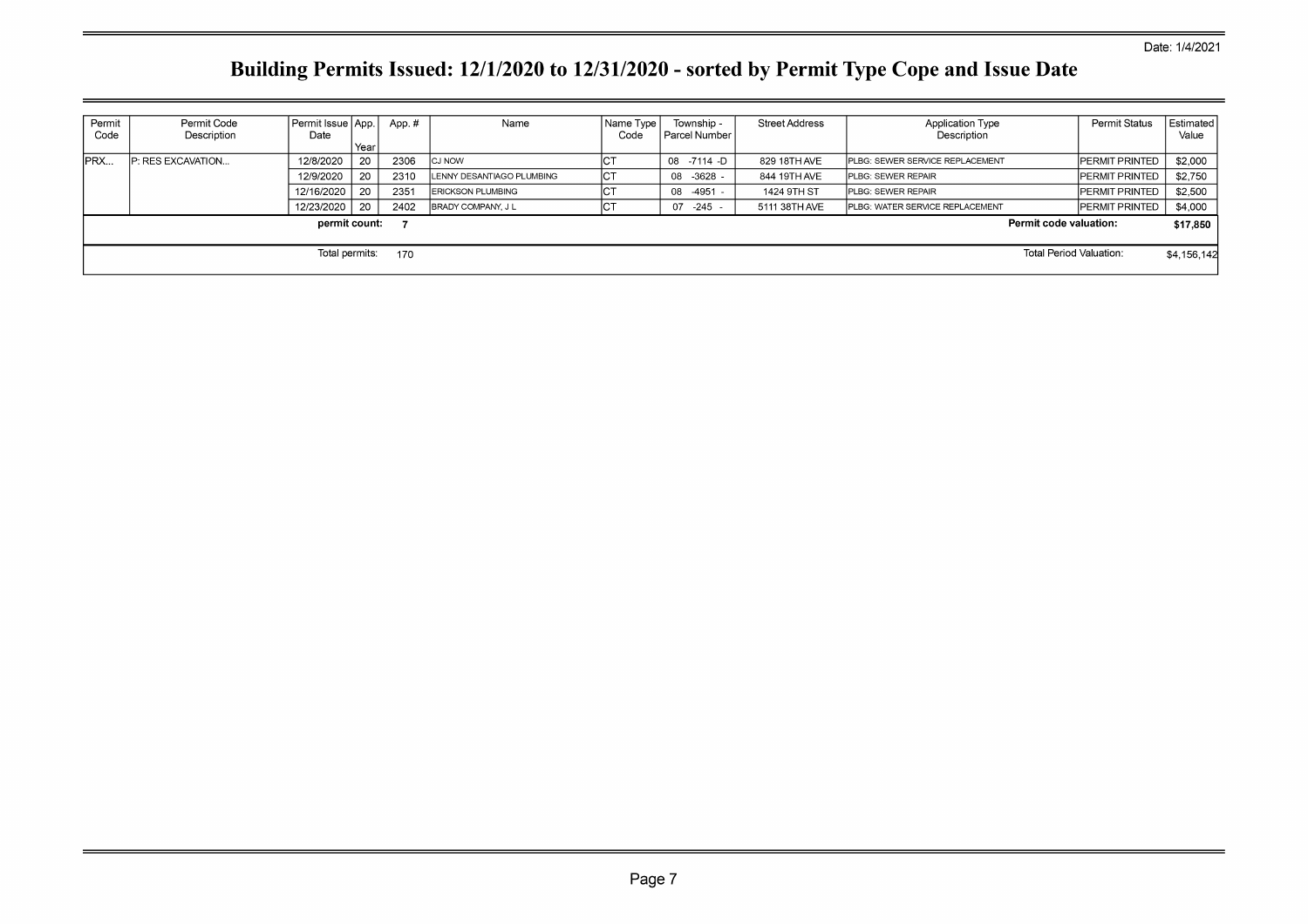Date: 1/4/2021

# Building Permits Issued: 12/1/2020 to 12/31/2020 - sorted by Permit Type Cope and Issue Date

| Permit Code | Permit Code Description | Permit Issue Date | App. Year | App. # | Name | Name Type Code | Township - Parcel Number | Street Address | Application Type Description | Permit Status | Estimated Value |
|---|---|---|---|---|---|---|---|---|---|---|---|
| PRX... | P: RES EXCAVATION... | 12/8/2020 | 20 | 2306 | CJ NOW | CT | 08 -7114 -D | 829 18TH AVE | PLBG: SEWER SERVICE REPLACEMENT | PERMIT PRINTED | $2,000 |
| | | 12/9/2020 | 20 | 2310 | LENNY DESANTIAGO PLUMBING | CT | 08 -3628 - | 844 19TH AVE | PLBG: SEWER REPAIR | PERMIT PRINTED | $2,750 |
| | | 12/16/2020 | 20 | 2351 | ERICKSON PLUMBING | CT | 08 -4951 - | 1424 9TH ST | PLBG: SEWER REPAIR | PERMIT PRINTED | $2,500 |
| | | 12/23/2020 | 20 | 2402 | BRADY COMPANY, J L | CT | 07 -245 - | 5111 38TH AVE | PLBG: WATER SERVICE REPLACEMENT | PERMIT PRINTED | $4,000 |
| | | **permit count:** | | **7** | | | | | | **Permit code valuation:** | **$17,850** |
| | | Total permits: | | 170 | | | | | | Total Period Valuation: | $4,156,142 |